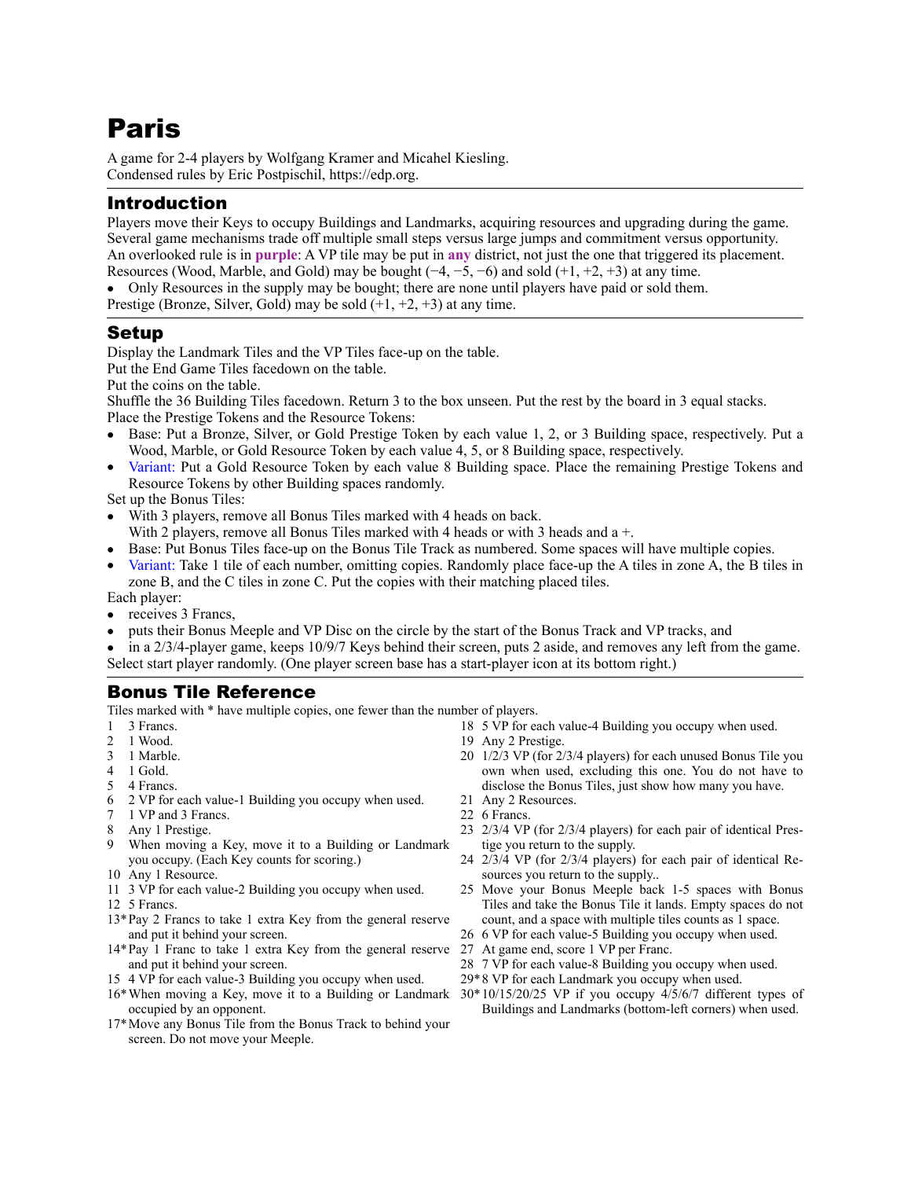# Paris

A game for 2-4 players by Wolfgang Kramer and Micahel Kiesling.
Condensed rules by Eric Postpischil, https://edp.org.

## Introduction

Players move their Keys to occupy Buildings and Landmarks, acquiring resources and upgrading during the game. Several game mechanisms trade off multiple small steps versus large jumps and commitment versus opportunity. An overlooked rule is in **purple**: A VP tile may be put in **any** district, not just the one that triggered its placement.
Resources (Wood, Marble, and Gold) may be bought (−4, −5, −6) and sold (+1, +2, +3) at any time.

- Only Resources in the supply may be bought; there are none until players have paid or sold them.

Prestige (Bronze, Silver, Gold) may be sold (+1, +2, +3) at any time.

## Setup

Display the Landmark Tiles and the VP Tiles face-up on the table.
Put the End Game Tiles facedown on the table.
Put the coins on the table.
Shuffle the 36 Building Tiles facedown. Return 3 to the box unseen. Put the rest by the board in 3 equal stacks.
Place the Prestige Tokens and the Resource Tokens:

- Base: Put a Bronze, Silver, or Gold Prestige Token by each value 1, 2, or 3 Building space, respectively. Put a Wood, Marble, or Gold Resource Token by each value 4, 5, or 8 Building space, respectively.
- Variant: Put a Gold Resource Token by each value 8 Building space. Place the remaining Prestige Tokens and Resource Tokens by other Building spaces randomly.

Set up the Bonus Tiles:

- With 3 players, remove all Bonus Tiles marked with 4 heads on back.
  With 2 players, remove all Bonus Tiles marked with 4 heads or with 3 heads and a +.
- Base: Put Bonus Tiles face-up on the Bonus Tile Track as numbered. Some spaces will have multiple copies.
- Variant: Take 1 tile of each number, omitting copies. Randomly place face-up the A tiles in zone A, the B tiles in zone B, and the C tiles in zone C. Put the copies with their matching placed tiles.

Each player:

- receives 3 Francs,
- puts their Bonus Meeple and VP Disc on the circle by the start of the Bonus Track and VP tracks, and
- in a 2/3/4-player game, keeps 10/9/7 Keys behind their screen, puts 2 aside, and removes any left from the game.

Select start player randomly. (One player screen base has a start-player icon at its bottom right.)

## Bonus Tile Reference

Tiles marked with * have multiple copies, one fewer than the number of players.

1 3 Francs.
2 1 Wood.
3 1 Marble.
4 1 Gold.
5 4 Francs.
6 2 VP for each value-1 Building you occupy when used.
7 1 VP and 3 Francs.
8 Any 1 Prestige.
9 When moving a Key, move it to a Building or Landmark you occupy. (Each Key counts for scoring.)
10 Any 1 Resource.
11 3 VP for each value-2 Building you occupy when used.
12 5 Francs.
13* Pay 2 Francs to take 1 extra Key from the general reserve and put it behind your screen.
14* Pay 1 Franc to take 1 extra Key from the general reserve and put it behind your screen.
15 4 VP for each value-3 Building you occupy when used.
16* When moving a Key, move it to a Building or Landmark occupied by an opponent.
17* Move any Bonus Tile from the Bonus Track to behind your screen. Do not move your Meeple.
18 5 VP for each value-4 Building you occupy when used.
19 Any 2 Prestige.
20 1/2/3 VP (for 2/3/4 players) for each unused Bonus Tile you own when used, excluding this one. You do not have to disclose the Bonus Tiles, just show how many you have.
21 Any 2 Resources.
22 6 Francs.
23 2/3/4 VP (for 2/3/4 players) for each pair of identical Prestige you return to the supply.
24 2/3/4 VP (for 2/3/4 players) for each pair of identical Resources you return to the supply..
25 Move your Bonus Meeple back 1-5 spaces with Bonus Tiles and take the Bonus Tile it lands. Empty spaces do not count, and a space with multiple tiles counts as 1 space.
26 6 VP for each value-5 Building you occupy when used.
27 At game end, score 1 VP per Franc.
28 7 VP for each value-8 Building you occupy when used.
29* 8 VP for each Landmark you occupy when used.
30* 10/15/20/25 VP if you occupy 4/5/6/7 different types of Buildings and Landmarks (bottom-left corners) when used.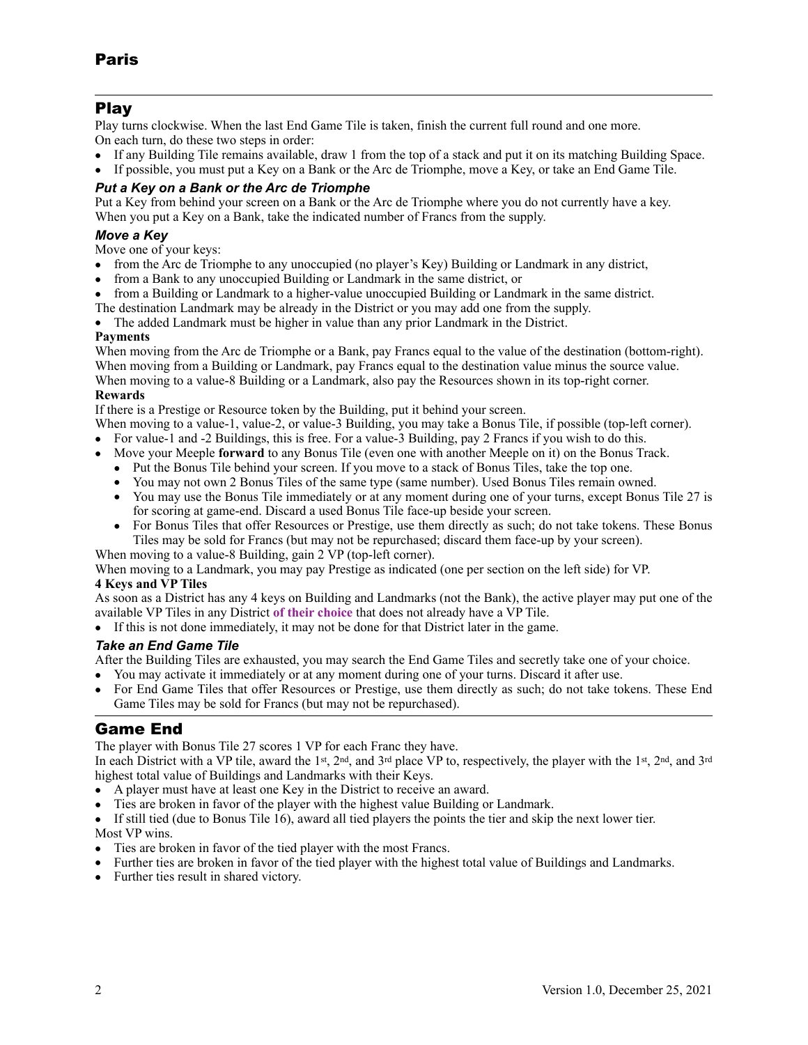## Play

Play turns clockwise. When the last End Game Tile is taken, finish the current full round and one more.
On each turn, do these two steps in order:

- If any Building Tile remains available, draw 1 from the top of a stack and put it on its matching Building Space.
- If possible, you must put a Key on a Bank or the Arc de Triomphe, move a Key, or take an End Game Tile.

### *Put a Key on a Bank or the Arc de Triomphe*

Put a Key from behind your screen on a Bank or the Arc de Triomphe where you do not currently have a key.
When you put a Key on a Bank, take the indicated number of Francs from the supply.

### *Move a Key*

Move one of your keys:

- from the Arc de Triomphe to any unoccupied (no player's Key) Building or Landmark in any district,
- from a Bank to any unoccupied Building or Landmark in the same district, or
- from a Building or Landmark to a higher-value unoccupied Building or Landmark in the same district.

The destination Landmark may be already in the District or you may add one from the supply.

- The added Landmark must be higher in value than any prior Landmark in the District.

**Payments**

When moving from the Arc de Triomphe or a Bank, pay Francs equal to the value of the destination (bottom-right).
When moving from a Building or Landmark, pay Francs equal to the destination value minus the source value.
When moving to a value-8 Building or a Landmark, also pay the Resources shown in its top-right corner.

**Rewards**

If there is a Prestige or Resource token by the Building, put it behind your screen.
When moving to a value-1, value-2, or value-3 Building, you may take a Bonus Tile, if possible (top-left corner).

- For value-1 and -2 Buildings, this is free. For a value-3 Building, pay 2 Francs if you wish to do this.
- Move your Meeple **forward** to any Bonus Tile (even one with another Meeple on it) on the Bonus Track.
  - Put the Bonus Tile behind your screen. If you move to a stack of Bonus Tiles, take the top one.
  - You may not own 2 Bonus Tiles of the same type (same number). Used Bonus Tiles remain owned.
  - You may use the Bonus Tile immediately or at any moment during one of your turns, except Bonus Tile 27 is for scoring at game-end. Discard a used Bonus Tile face-up beside your screen.
  - For Bonus Tiles that offer Resources or Prestige, use them directly as such; do not take tokens. These Bonus Tiles may be sold for Francs (but may not be repurchased; discard them face-up by your screen).

When moving to a value-8 Building, gain 2 VP (top-left corner).
When moving to a Landmark, you may pay Prestige as indicated (one per section on the left side) for VP.

**4 Keys and VP Tiles**

As soon as a District has any 4 keys on Building and Landmarks (not the Bank), the active player may put one of the available VP Tiles in any District **of their choice** that does not already have a VP Tile.

- If this is not done immediately, it may not be done for that District later in the game.

### *Take an End Game Tile*

After the Building Tiles are exhausted, you may search the End Game Tiles and secretly take one of your choice.

- You may activate it immediately or at any moment during one of your turns. Discard it after use.
- For End Game Tiles that offer Resources or Prestige, use them directly as such; do not take tokens. These End Game Tiles may be sold for Francs (but may not be repurchased).

## Game End

The player with Bonus Tile 27 scores 1 VP for each Franc they have.
In each District with a VP tile, award the 1st, 2nd, and 3rd place VP to, respectively, the player with the 1st, 2nd, and 3rd highest total value of Buildings and Landmarks with their Keys.

- A player must have at least one Key in the District to receive an award.
- Ties are broken in favor of the player with the highest value Building or Landmark.
- If still tied (due to Bonus Tile 16), award all tied players the points the tier and skip the next lower tier.

Most VP wins.

- Ties are broken in favor of the tied player with the most Francs.
- Further ties are broken in favor of the tied player with the highest total value of Buildings and Landmarks.
- Further ties result in shared victory.

Version 1.0, December 25, 2021